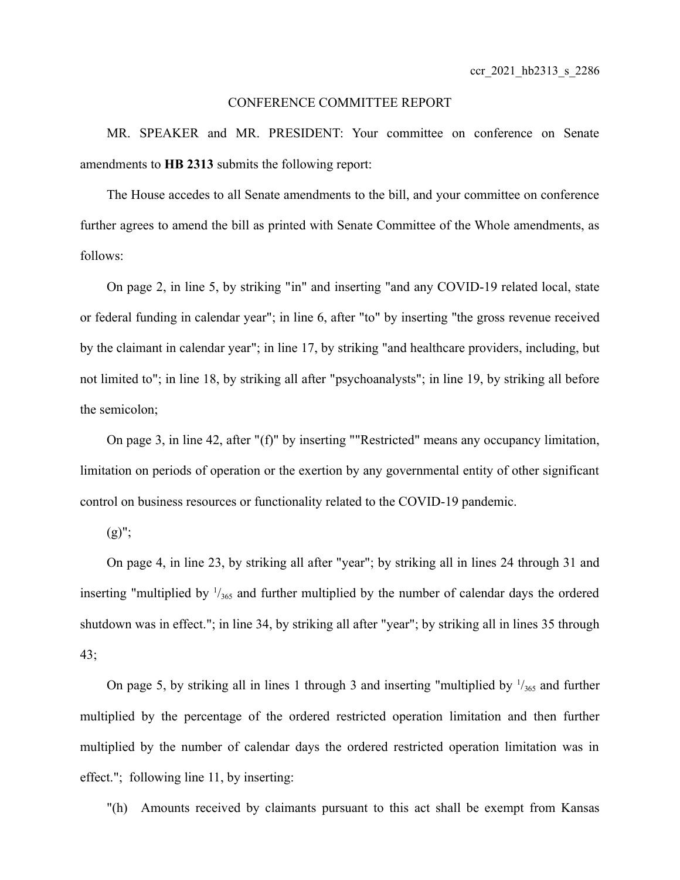ccr_2021_hb2313_s_2286

# CONFERENCE COMMITTEE REPORT

MR. SPEAKER and MR. PRESIDENT: Your committee on conference on Senate amendments to **HB 2313** submits the following report:

The House accedes to all Senate amendments to the bill, and your committee on conference further agrees to amend the bill as printed with Senate Committee of the Whole amendments, as follows:

On page 2, in line 5, by striking "in" and inserting "and any COVID-19 related local, state or federal funding in calendar year"; in line 6, after "to" by inserting "the gross revenue received by the claimant in calendar year"; in line 17, by striking "and healthcare providers, including, but not limited to"; in line 18, by striking all after "psychoanalysts"; in line 19, by striking all before the semicolon;

On page 3, in line 42, after "(f)" by inserting ""Restricted" means any occupancy limitation, limitation on periods of operation or the exertion by any governmental entity of other significant control on business resources or functionality related to the COVID-19 pandemic.

(g)";

On page 4, in line 23, by striking all after "year"; by striking all in lines 24 through 31 and inserting "multiplied by $^{1}/_{365}$ and further multiplied by the number of calendar days the ordered shutdown was in effect."; in line 34, by striking all after "year"; by striking all in lines 35 through 43;

On page 5, by striking all in lines 1 through 3 and inserting "multiplied by $^{1}/_{365}$ and further multiplied by the percentage of the ordered restricted operation limitation and then further multiplied by the number of calendar days the ordered restricted operation limitation was in effect."; following line 11, by inserting:

"(h) Amounts received by claimants pursuant to this act shall be exempt from Kansas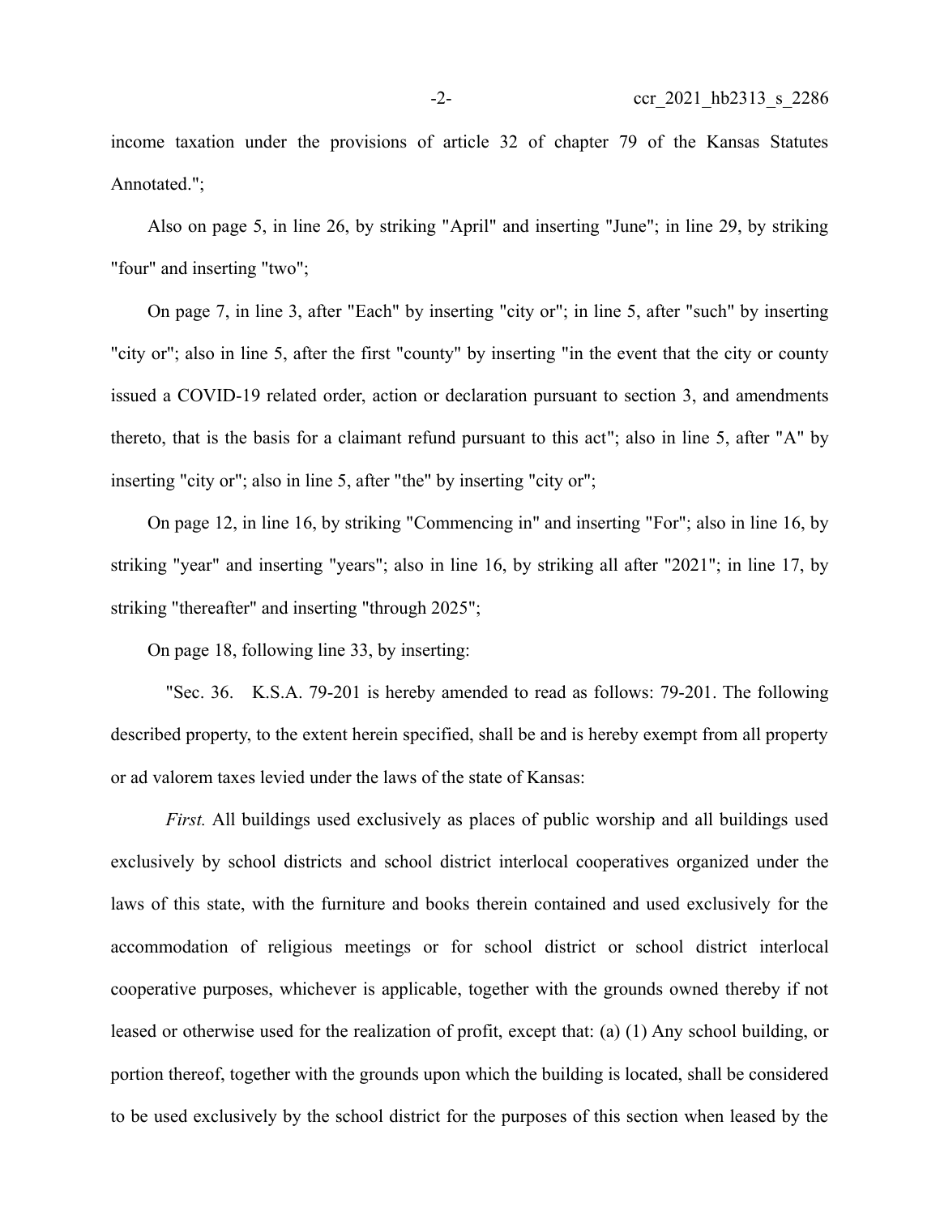income taxation under the provisions of article 32 of chapter 79 of the Kansas Statutes Annotated.";

Also on page 5, in line 26, by striking "April" and inserting "June"; in line 29, by striking "four" and inserting "two";

On page 7, in line 3, after "Each" by inserting "city or"; in line 5, after "such" by inserting "city or"; also in line 5, after the first "county" by inserting "in the event that the city or county issued a COVID-19 related order, action or declaration pursuant to section 3, and amendments thereto, that is the basis for a claimant refund pursuant to this act"; also in line 5, after "A" by inserting "city or"; also in line 5, after "the" by inserting "city or";

On page 12, in line 16, by striking "Commencing in" and inserting "For"; also in line 16, by striking "year" and inserting "years"; also in line 16, by striking all after "2021"; in line 17, by striking "thereafter" and inserting "through 2025";

On page 18, following line 33, by inserting:

"Sec. 36. K.S.A. 79-201 is hereby amended to read as follows: 79-201. The following described property, to the extent herein specified, shall be and is hereby exempt from all property or ad valorem taxes levied under the laws of the state of Kansas:

*First.* All buildings used exclusively as places of public worship and all buildings used exclusively by school districts and school district interlocal cooperatives organized under the laws of this state, with the furniture and books therein contained and used exclusively for the accommodation of religious meetings or for school district or school district interlocal cooperative purposes, whichever is applicable, together with the grounds owned thereby if not leased or otherwise used for the realization of profit, except that: (a) (1) Any school building, or portion thereof, together with the grounds upon which the building is located, shall be considered to be used exclusively by the school district for the purposes of this section when leased by the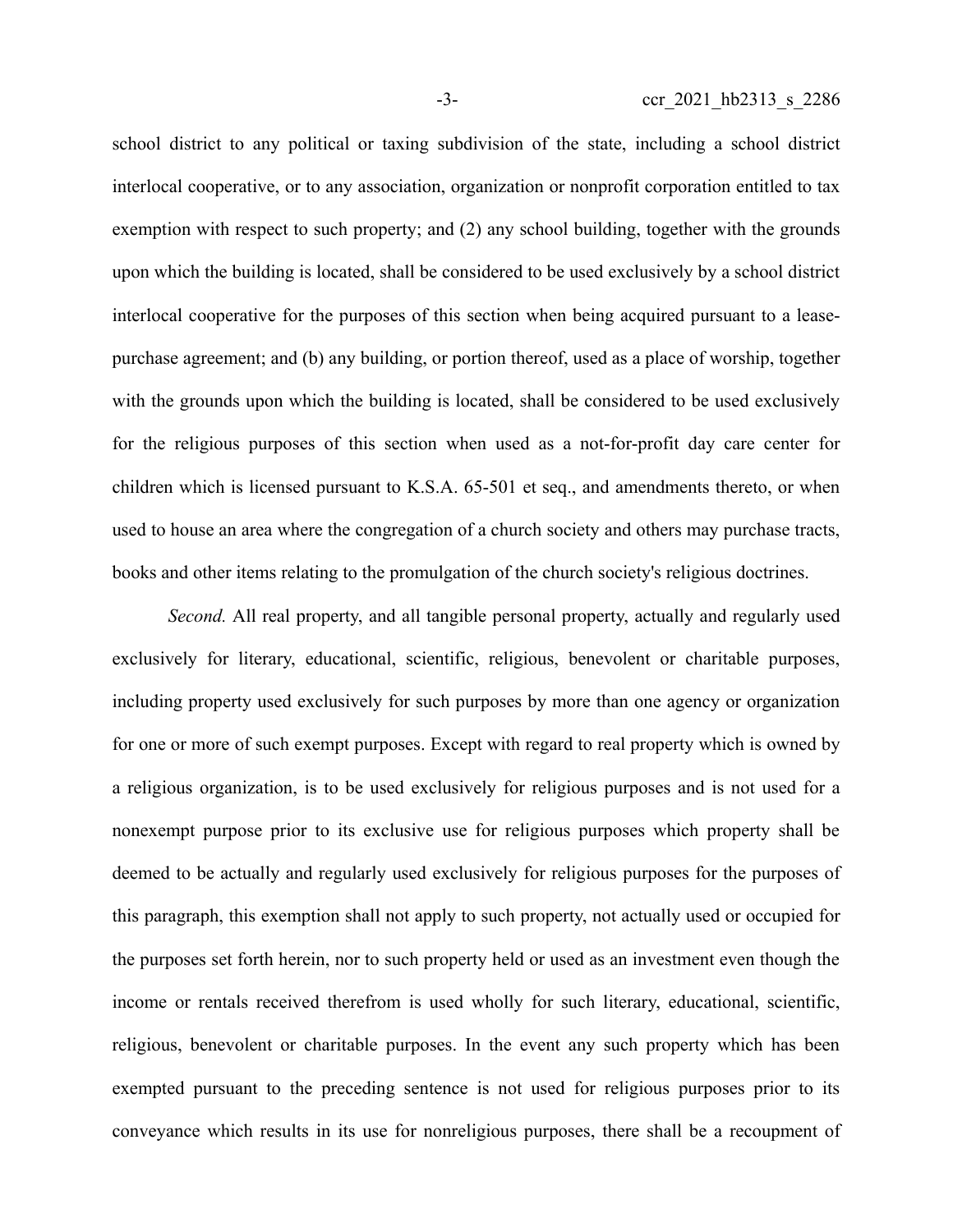school district to any political or taxing subdivision of the state, including a school district interlocal cooperative, or to any association, organization or nonprofit corporation entitled to tax exemption with respect to such property; and (2) any school building, together with the grounds upon which the building is located, shall be considered to be used exclusively by a school district interlocal cooperative for the purposes of this section when being acquired pursuant to a lease-purchase agreement; and (b) any building, or portion thereof, used as a place of worship, together with the grounds upon which the building is located, shall be considered to be used exclusively for the religious purposes of this section when used as a not-for-profit day care center for children which is licensed pursuant to K.S.A. 65-501 et seq., and amendments thereto, or when used to house an area where the congregation of a church society and others may purchase tracts, books and other items relating to the promulgation of the church society's religious doctrines.

*Second.* All real property, and all tangible personal property, actually and regularly used exclusively for literary, educational, scientific, religious, benevolent or charitable purposes, including property used exclusively for such purposes by more than one agency or organization for one or more of such exempt purposes. Except with regard to real property which is owned by a religious organization, is to be used exclusively for religious purposes and is not used for a nonexempt purpose prior to its exclusive use for religious purposes which property shall be deemed to be actually and regularly used exclusively for religious purposes for the purposes of this paragraph, this exemption shall not apply to such property, not actually used or occupied for the purposes set forth herein, nor to such property held or used as an investment even though the income or rentals received therefrom is used wholly for such literary, educational, scientific, religious, benevolent or charitable purposes. In the event any such property which has been exempted pursuant to the preceding sentence is not used for religious purposes prior to its conveyance which results in its use for nonreligious purposes, there shall be a recoupment of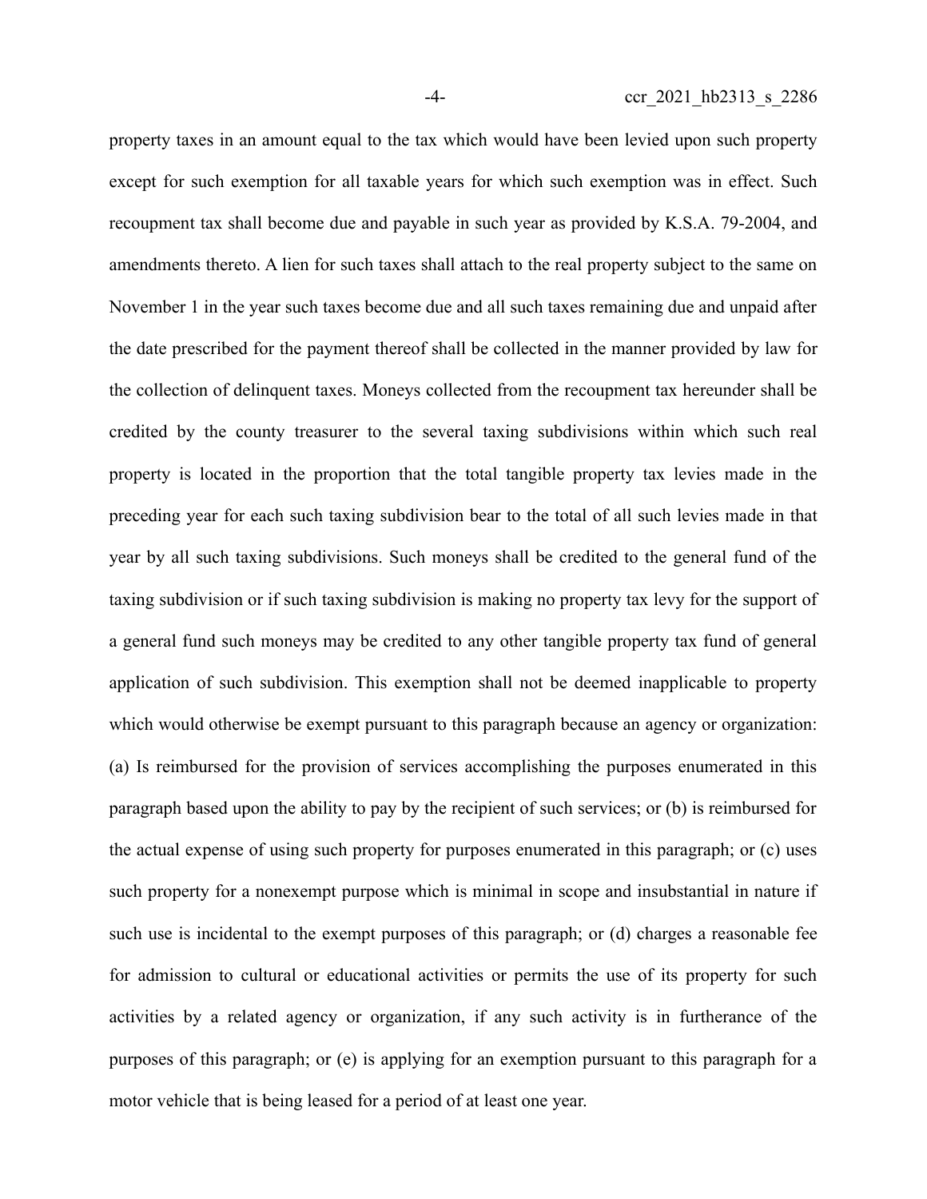property taxes in an amount equal to the tax which would have been levied upon such property except for such exemption for all taxable years for which such exemption was in effect. Such recoupment tax shall become due and payable in such year as provided by K.S.A. 79-2004, and amendments thereto. A lien for such taxes shall attach to the real property subject to the same on November 1 in the year such taxes become due and all such taxes remaining due and unpaid after the date prescribed for the payment thereof shall be collected in the manner provided by law for the collection of delinquent taxes. Moneys collected from the recoupment tax hereunder shall be credited by the county treasurer to the several taxing subdivisions within which such real property is located in the proportion that the total tangible property tax levies made in the preceding year for each such taxing subdivision bear to the total of all such levies made in that year by all such taxing subdivisions. Such moneys shall be credited to the general fund of the taxing subdivision or if such taxing subdivision is making no property tax levy for the support of a general fund such moneys may be credited to any other tangible property tax fund of general application of such subdivision. This exemption shall not be deemed inapplicable to property which would otherwise be exempt pursuant to this paragraph because an agency or organization: (a) Is reimbursed for the provision of services accomplishing the purposes enumerated in this paragraph based upon the ability to pay by the recipient of such services; or (b) is reimbursed for the actual expense of using such property for purposes enumerated in this paragraph; or (c) uses such property for a nonexempt purpose which is minimal in scope and insubstantial in nature if such use is incidental to the exempt purposes of this paragraph; or (d) charges a reasonable fee for admission to cultural or educational activities or permits the use of its property for such activities by a related agency or organization, if any such activity is in furtherance of the purposes of this paragraph; or (e) is applying for an exemption pursuant to this paragraph for a motor vehicle that is being leased for a period of at least one year.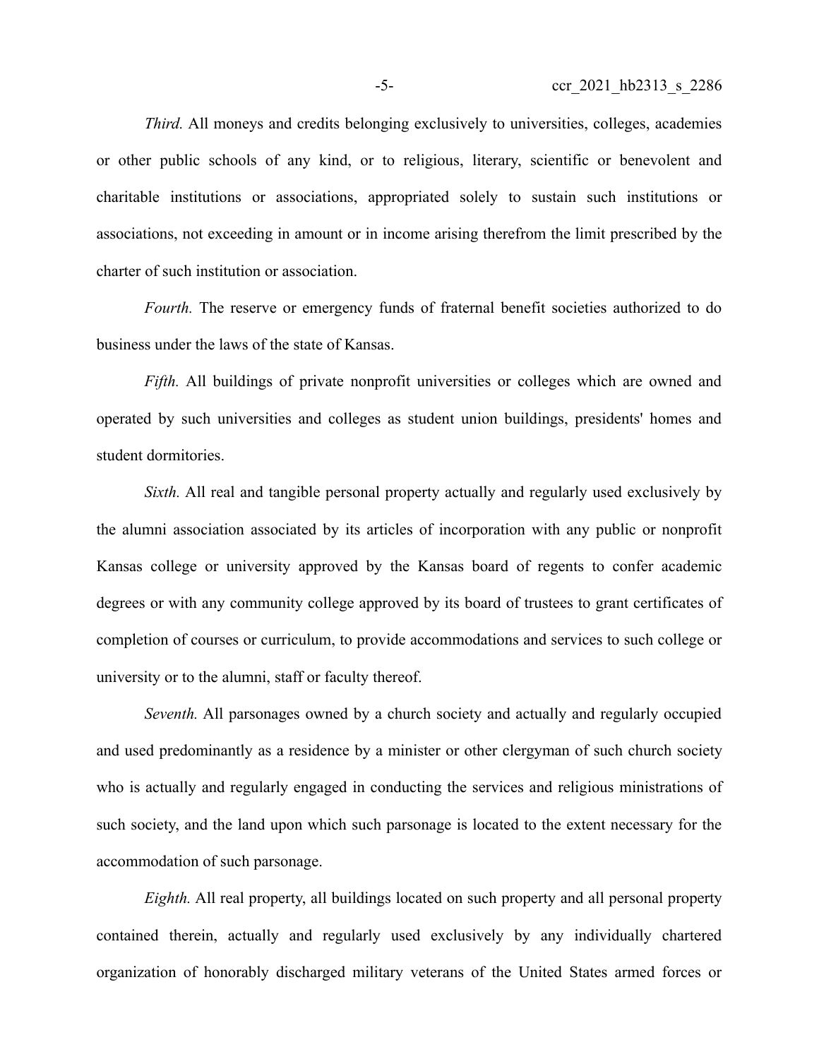*Third.* All moneys and credits belonging exclusively to universities, colleges, academies or other public schools of any kind, or to religious, literary, scientific or benevolent and charitable institutions or associations, appropriated solely to sustain such institutions or associations, not exceeding in amount or in income arising therefrom the limit prescribed by the charter of such institution or association.

*Fourth.* The reserve or emergency funds of fraternal benefit societies authorized to do business under the laws of the state of Kansas.

*Fifth.* All buildings of private nonprofit universities or colleges which are owned and operated by such universities and colleges as student union buildings, presidents' homes and student dormitories.

*Sixth.* All real and tangible personal property actually and regularly used exclusively by the alumni association associated by its articles of incorporation with any public or nonprofit Kansas college or university approved by the Kansas board of regents to confer academic degrees or with any community college approved by its board of trustees to grant certificates of completion of courses or curriculum, to provide accommodations and services to such college or university or to the alumni, staff or faculty thereof.

*Seventh.* All parsonages owned by a church society and actually and regularly occupied and used predominantly as a residence by a minister or other clergyman of such church society who is actually and regularly engaged in conducting the services and religious ministrations of such society, and the land upon which such parsonage is located to the extent necessary for the accommodation of such parsonage.

*Eighth.* All real property, all buildings located on such property and all personal property contained therein, actually and regularly used exclusively by any individually chartered organization of honorably discharged military veterans of the United States armed forces or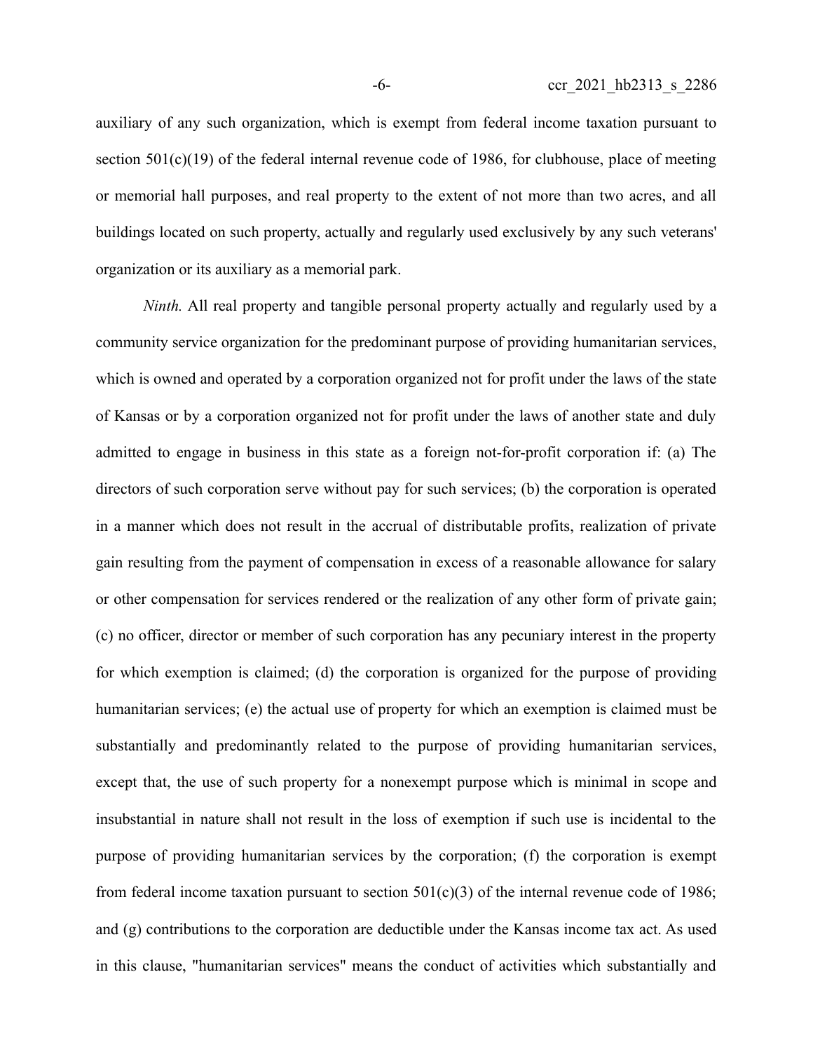auxiliary of any such organization, which is exempt from federal income taxation pursuant to section 501(c)(19) of the federal internal revenue code of 1986, for clubhouse, place of meeting or memorial hall purposes, and real property to the extent of not more than two acres, and all buildings located on such property, actually and regularly used exclusively by any such veterans' organization or its auxiliary as a memorial park.

*Ninth.* All real property and tangible personal property actually and regularly used by a community service organization for the predominant purpose of providing humanitarian services, which is owned and operated by a corporation organized not for profit under the laws of the state of Kansas or by a corporation organized not for profit under the laws of another state and duly admitted to engage in business in this state as a foreign not-for-profit corporation if: (a) The directors of such corporation serve without pay for such services; (b) the corporation is operated in a manner which does not result in the accrual of distributable profits, realization of private gain resulting from the payment of compensation in excess of a reasonable allowance for salary or other compensation for services rendered or the realization of any other form of private gain; (c) no officer, director or member of such corporation has any pecuniary interest in the property for which exemption is claimed; (d) the corporation is organized for the purpose of providing humanitarian services; (e) the actual use of property for which an exemption is claimed must be substantially and predominantly related to the purpose of providing humanitarian services, except that, the use of such property for a nonexempt purpose which is minimal in scope and insubstantial in nature shall not result in the loss of exemption if such use is incidental to the purpose of providing humanitarian services by the corporation; (f) the corporation is exempt from federal income taxation pursuant to section 501(c)(3) of the internal revenue code of 1986; and (g) contributions to the corporation are deductible under the Kansas income tax act. As used in this clause, "humanitarian services" means the conduct of activities which substantially and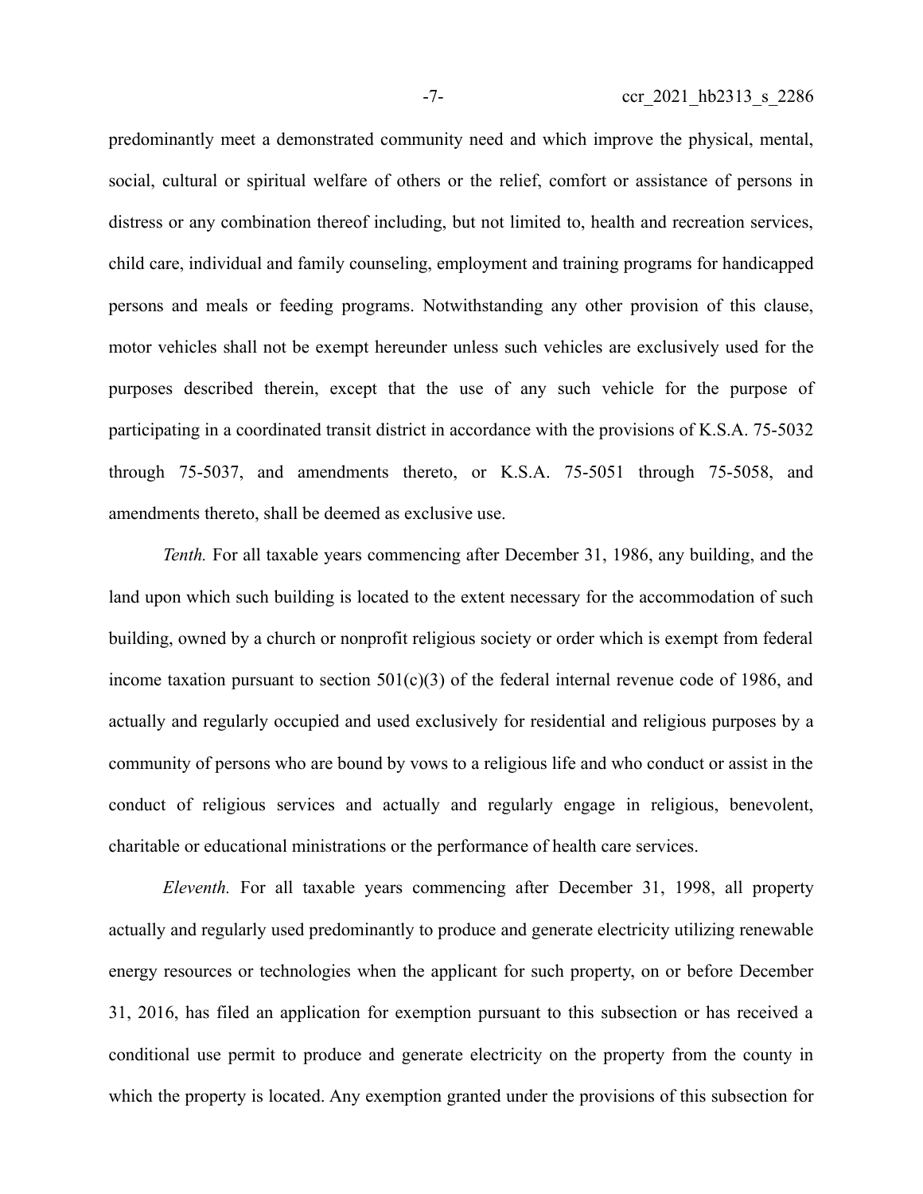predominantly meet a demonstrated community need and which improve the physical, mental, social, cultural or spiritual welfare of others or the relief, comfort or assistance of persons in distress or any combination thereof including, but not limited to, health and recreation services, child care, individual and family counseling, employment and training programs for handicapped persons and meals or feeding programs. Notwithstanding any other provision of this clause, motor vehicles shall not be exempt hereunder unless such vehicles are exclusively used for the purposes described therein, except that the use of any such vehicle for the purpose of participating in a coordinated transit district in accordance with the provisions of K.S.A. 75-5032 through 75-5037, and amendments thereto, or K.S.A. 75-5051 through 75-5058, and amendments thereto, shall be deemed as exclusive use.

*Tenth.* For all taxable years commencing after December 31, 1986, any building, and the land upon which such building is located to the extent necessary for the accommodation of such building, owned by a church or nonprofit religious society or order which is exempt from federal income taxation pursuant to section 501(c)(3) of the federal internal revenue code of 1986, and actually and regularly occupied and used exclusively for residential and religious purposes by a community of persons who are bound by vows to a religious life and who conduct or assist in the conduct of religious services and actually and regularly engage in religious, benevolent, charitable or educational ministrations or the performance of health care services.

*Eleventh.* For all taxable years commencing after December 31, 1998, all property actually and regularly used predominantly to produce and generate electricity utilizing renewable energy resources or technologies when the applicant for such property, on or before December 31, 2016, has filed an application for exemption pursuant to this subsection or has received a conditional use permit to produce and generate electricity on the property from the county in which the property is located. Any exemption granted under the provisions of this subsection for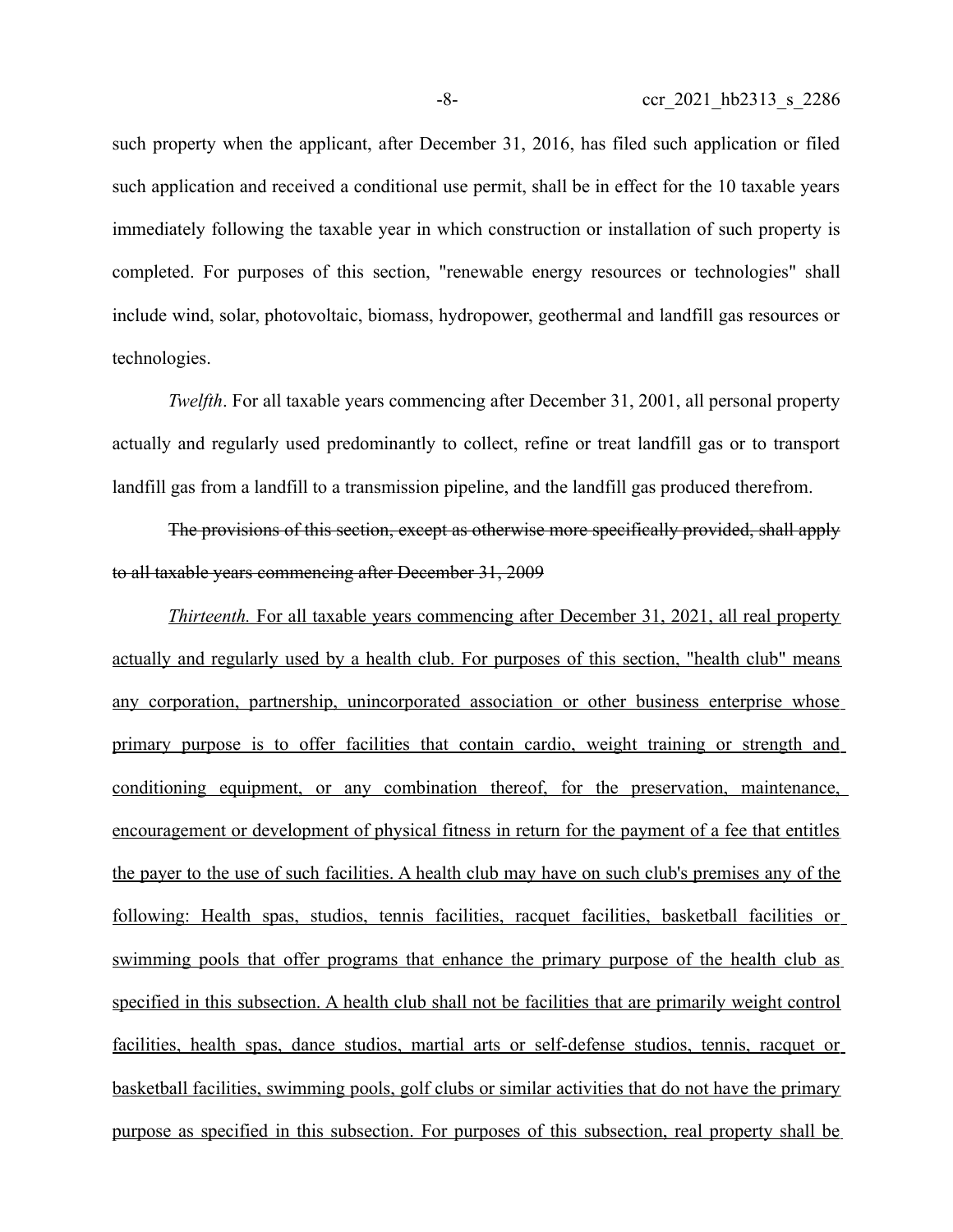such property when the applicant, after December 31, 2016, has filed such application or filed such application and received a conditional use permit, shall be in effect for the 10 taxable years immediately following the taxable year in which construction or installation of such property is completed. For purposes of this section, "renewable energy resources or technologies" shall include wind, solar, photovoltaic, biomass, hydropower, geothermal and landfill gas resources or technologies.

*Twelfth*. For all taxable years commencing after December 31, 2001, all personal property actually and regularly used predominantly to collect, refine or treat landfill gas or to transport landfill gas from a landfill to a transmission pipeline, and the landfill gas produced therefrom.

~~The provisions of this section, except as otherwise more specifically provided, shall apply to all taxable years commencing after December 31, 2009~~

<u>*Thirteenth.* For all taxable years commencing after December 31, 2021, all real property actually and regularly used by a health club. For purposes of this section, "health club" means any corporation, partnership, unincorporated association or other business enterprise whose primary purpose is to offer facilities that contain cardio, weight training or strength and conditioning equipment, or any combination thereof, for the preservation, maintenance, encouragement or development of physical fitness in return for the payment of a fee that entitles the payer to the use of such facilities. A health club may have on such club's premises any of the following: Health spas, studios, tennis facilities, racquet facilities, basketball facilities or swimming pools that offer programs that enhance the primary purpose of the health club as specified in this subsection. A health club shall not be facilities that are primarily weight control facilities, health spas, dance studios, martial arts or self-defense studios, tennis, racquet or basketball facilities, swimming pools, golf clubs or similar activities that do not have the primary purpose as specified in this subsection. For purposes of this subsection, real property shall be</u>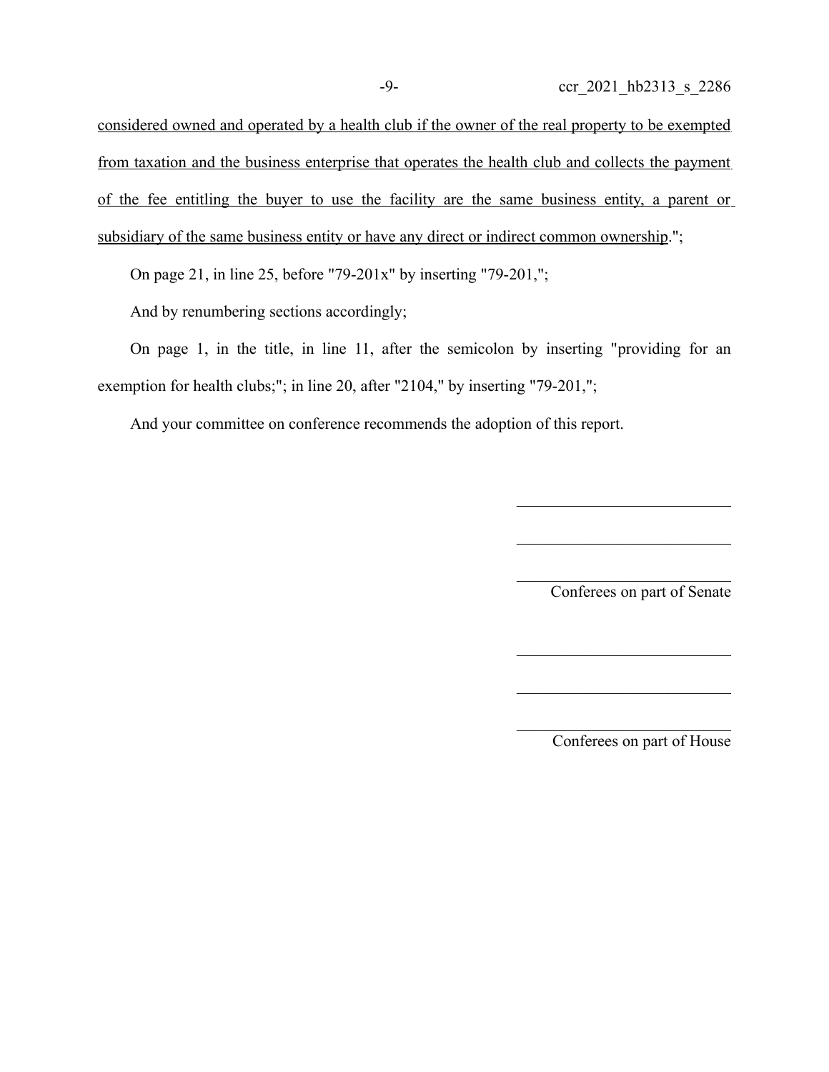considered owned and operated by a health club if the owner of the real property to be exempted from taxation and the business enterprise that operates the health club and collects the payment of the fee entitling the buyer to use the facility are the same business entity, a parent or subsidiary of the same business entity or have any direct or indirect common ownership.";

On page 21, in line 25, before "79-201x" by inserting "79-201,";

And by renumbering sections accordingly;

On page 1, in the title, in line 11, after the semicolon by inserting "providing for an exemption for health clubs;"; in line 20, after "2104," by inserting "79-201,";

And your committee on conference recommends the adoption of this report.

\_\_\_\_\_\_\_\_\_\_\_\_\_\_\_\_\_\_\_\_\_\_\_\_\_\_

\_\_\_\_\_\_\_\_\_\_\_\_\_\_\_\_\_\_\_\_\_\_\_\_\_\_

\_\_\_\_\_\_\_\_\_\_\_\_\_\_\_\_\_\_\_\_\_\_\_\_\_\_

Conferees on part of Senate

\_\_\_\_\_\_\_\_\_\_\_\_\_\_\_\_\_\_\_\_\_\_\_\_\_\_

\_\_\_\_\_\_\_\_\_\_\_\_\_\_\_\_\_\_\_\_\_\_\_\_\_\_

\_\_\_\_\_\_\_\_\_\_\_\_\_\_\_\_\_\_\_\_\_\_\_\_\_\_

Conferees on part of House